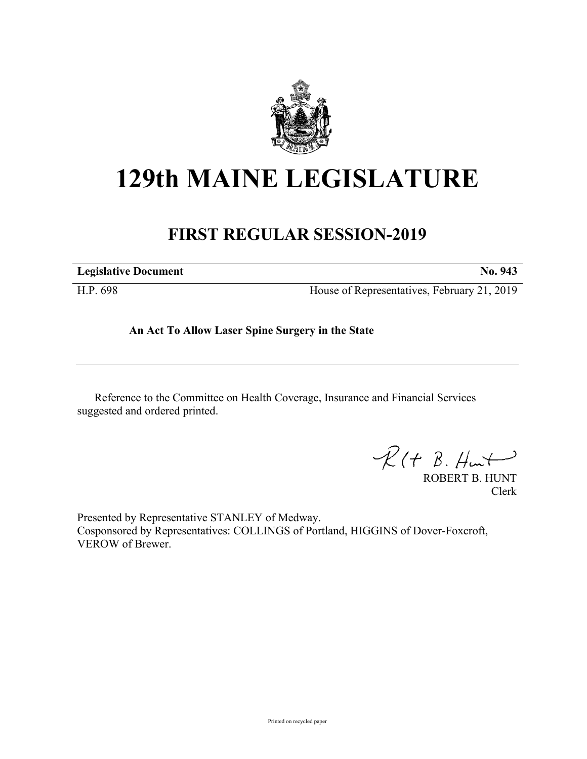# 129th MAINE LEGISLATURE

## FIRST REGULAR SESSION-2019

**Legislative Document** **No. 943**

H.P. 698 House of Representatives, February 21, 2019

**An Act To Allow Laser Spine Surgery in the State**

Reference to the Committee on Health Coverage, Insurance and Financial Services suggested and ordered printed.

ROBERT B. HUNT
Clerk

Presented by Representative STANLEY of Medway.
Cosponsored by Representatives: COLLINGS of Portland, HIGGINS of Dover-Foxcroft, VEROW of Brewer.

Printed on recycled paper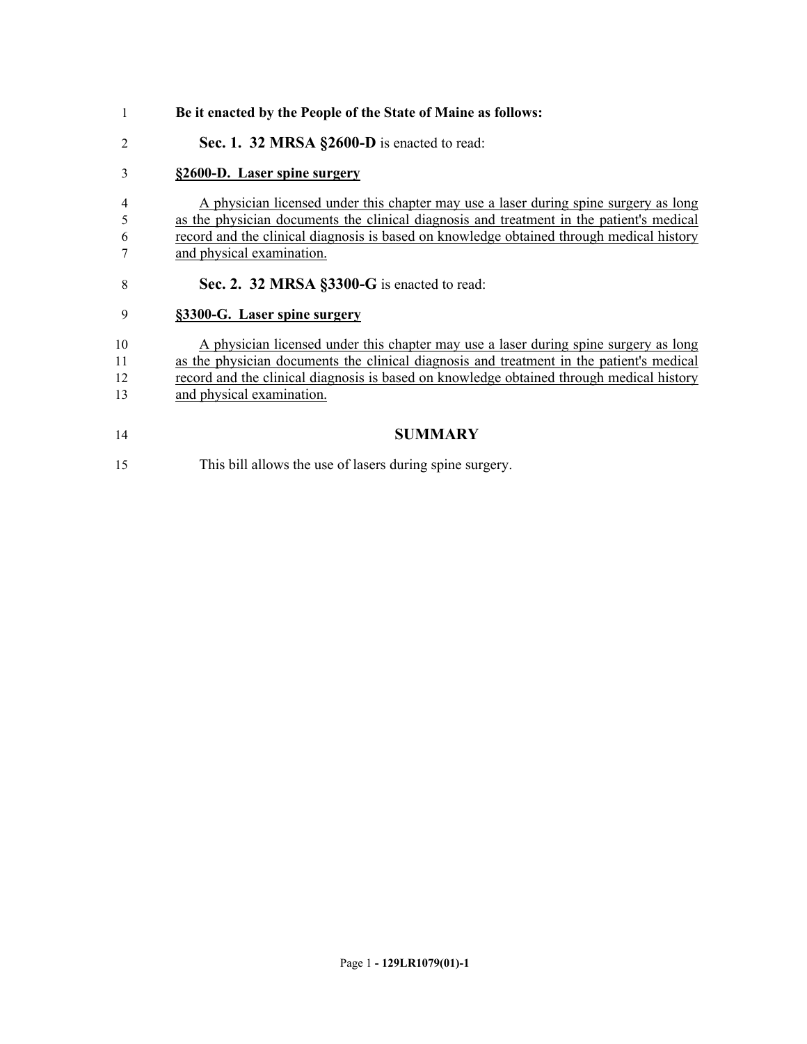**Be it enacted by the People of the State of Maine as follows:**

**Sec. 1. 32 MRSA §2600-D** is enacted to read:

**§2600-D. Laser spine surgery**

A physician licensed under this chapter may use a laser during spine surgery as long as the physician documents the clinical diagnosis and treatment in the patient's medical record and the clinical diagnosis is based on knowledge obtained through medical history and physical examination.

**Sec. 2. 32 MRSA §3300-G** is enacted to read:

**§3300-G. Laser spine surgery**

A physician licensed under this chapter may use a laser during spine surgery as long as the physician documents the clinical diagnosis and treatment in the patient's medical record and the clinical diagnosis is based on knowledge obtained through medical history and physical examination.

## SUMMARY

This bill allows the use of lasers during spine surgery.